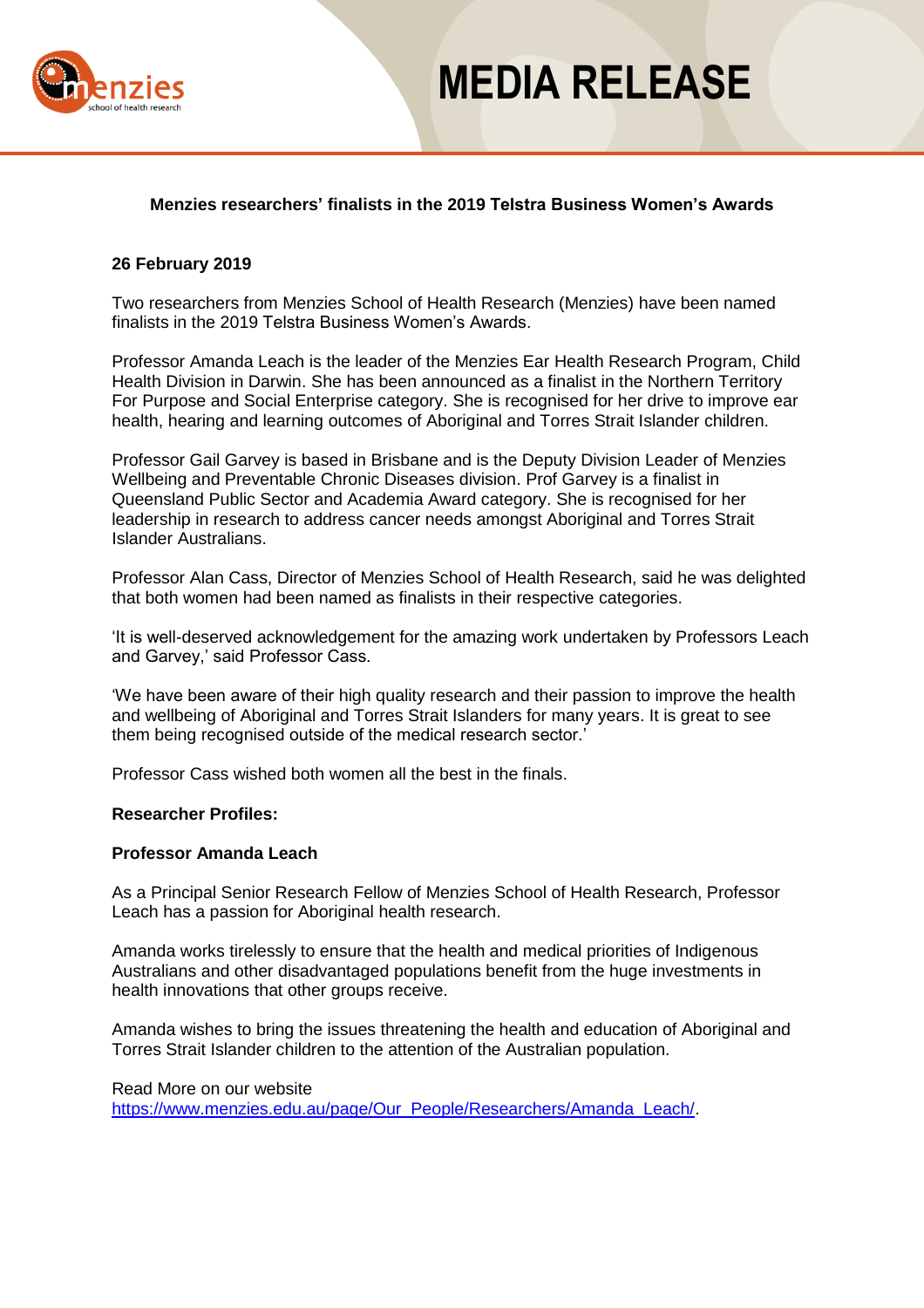# MEDIA RELEASE

**Menzies researchers' finalists in the 2019 Telstra Business Women's Awards**

**26 February 2019**

Two researchers from Menzies School of Health Research (Menzies) have been named finalists in the 2019 Telstra Business Women's Awards.

Professor Amanda Leach is the leader of the Menzies Ear Health Research Program, Child Health Division in Darwin. She has been announced as a finalist in the Northern Territory For Purpose and Social Enterprise category. She is recognised for her drive to improve ear health, hearing and learning outcomes of Aboriginal and Torres Strait Islander children.

Professor Gail Garvey is based in Brisbane and is the Deputy Division Leader of Menzies Wellbeing and Preventable Chronic Diseases division. Prof Garvey is a finalist in Queensland Public Sector and Academia Award category. She is recognised for her leadership in research to address cancer needs amongst Aboriginal and Torres Strait Islander Australians.

Professor Alan Cass, Director of Menzies School of Health Research, said he was delighted that both women had been named as finalists in their respective categories.

'It is well-deserved acknowledgement for the amazing work undertaken by Professors Leach and Garvey,' said Professor Cass.

'We have been aware of their high quality research and their passion to improve the health and wellbeing of Aboriginal and Torres Strait Islanders for many years. It is great to see them being recognised outside of the medical research sector.'

Professor Cass wished both women all the best in the finals.

**Researcher Profiles:**

**Professor Amanda Leach**

As a Principal Senior Research Fellow of Menzies School of Health Research, Professor Leach has a passion for Aboriginal health research.

Amanda works tirelessly to ensure that the health and medical priorities of Indigenous Australians and other disadvantaged populations benefit from the huge investments in health innovations that other groups receive.

Amanda wishes to bring the issues threatening the health and education of Aboriginal and Torres Strait Islander children to the attention of the Australian population.

Read More on our website
https://www.menzies.edu.au/page/Our_People/Researchers/Amanda_Leach/.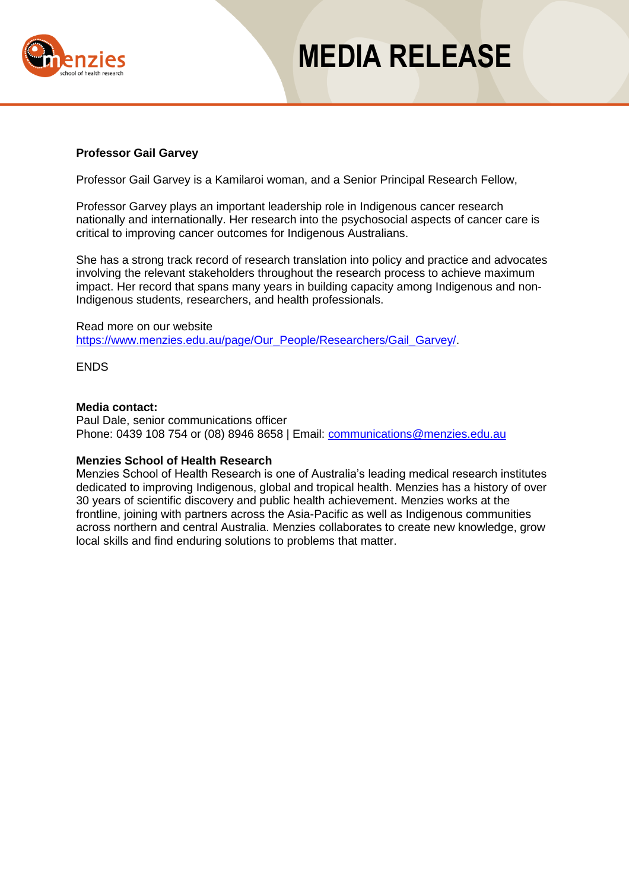**Professor Gail Garvey**

Professor Gail Garvey is a Kamilaroi woman, and a Senior Principal Research Fellow,

Professor Garvey plays an important leadership role in Indigenous cancer research nationally and internationally. Her research into the psychosocial aspects of cancer care is critical to improving cancer outcomes for Indigenous Australians.

She has a strong track record of research translation into policy and practice and advocates involving the relevant stakeholders throughout the research process to achieve maximum impact. Her record that spans many years in building capacity among Indigenous and non-Indigenous students, researchers, and health professionals.

Read more on our website https://www.menzies.edu.au/page/Our_People/Researchers/Gail_Garvey/.

ENDS

**Media contact:**
Paul Dale, senior communications officer
Phone: 0439 108 754 or (08) 8946 8658 | Email: communications@menzies.edu.au

**Menzies School of Health Research**
Menzies School of Health Research is one of Australia's leading medical research institutes dedicated to improving Indigenous, global and tropical health. Menzies has a history of over 30 years of scientific discovery and public health achievement. Menzies works at the frontline, joining with partners across the Asia-Pacific as well as Indigenous communities across northern and central Australia. Menzies collaborates to create new knowledge, grow local skills and find enduring solutions to problems that matter.